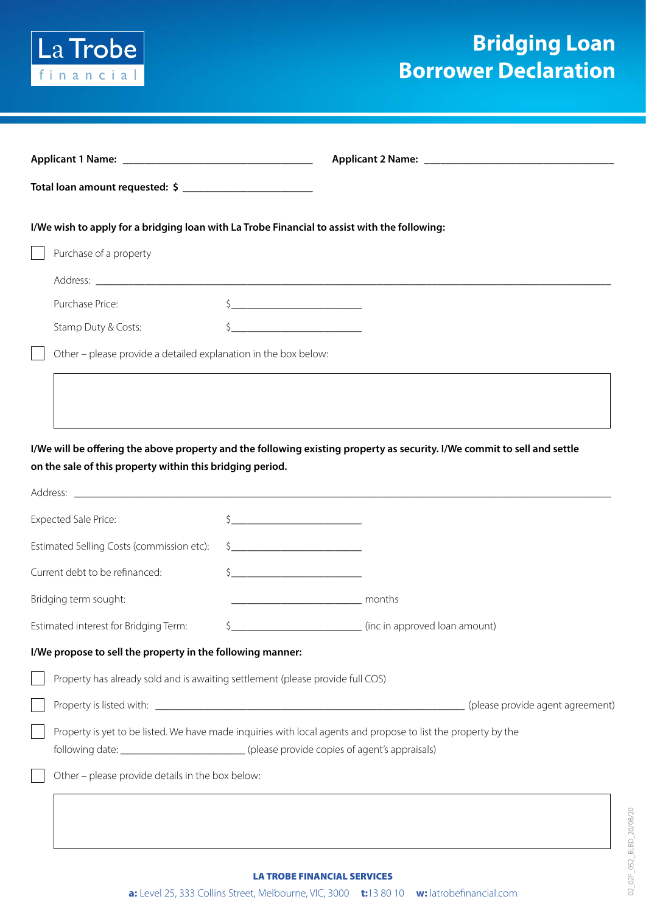La Trobe financial

# Bridging Loan Borrower Declaration

**Applicant 1 Name:** ___________________________________ **Applicant 2 Name:** ___________________________________

**Total loan amount requested: $** ________________________

**I/We wish to apply for a bridging loan with La Trobe Financial to assist with the following:**

☐ Purchase of a property

Address: ____________________________________________________________________________________________

Purchase Price: $________________________

Stamp Duty & Costs: $________________________

☐ Other – please provide a detailed explanation in the box below:

| |
|---|
| |

**I/We will be offering the above property and the following existing property as security. I/We commit to sell and settle on the sale of this property within this bridging period.**

Address: ____________________________________________________________________________________________

Expected Sale Price: $________________________

Estimated Selling Costs (commission etc): $________________________

Current debt to be refinanced: $________________________

Bridging term sought: ________________________ months

Estimated interest for Bridging Term: $________________________ (inc in approved loan amount)

**I/We propose to sell the property in the following manner:**

☐ Property has already sold and is awaiting settlement (please provide full COS)

☐ Property is listed with: __________________________________________________________ (please provide agent agreement)

☐ Property is yet to be listed. We have made inquiries with local agents and propose to list the property by the following date: ________________________ (please provide copies of agent's appraisals)

☐ Other – please provide details in the box below:

| |
|---|
| |

**LA TROBE FINANCIAL SERVICES**

**a:** Level 25, 333 Collins Street, Melbourne, VIC, 3000 **t:** 13 80 10 **w:** latrobefinancial.com

02_02F_052_BLBD_20/08/20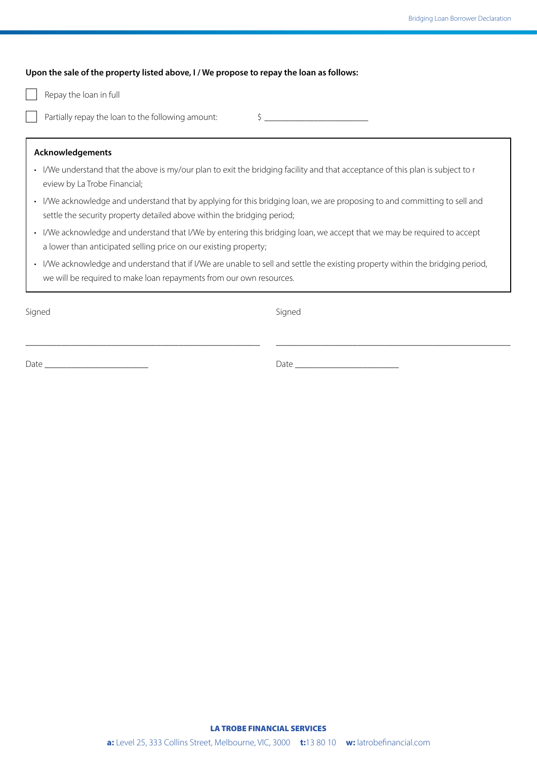**Upon the sale of the property listed above, I / We propose to repay the loan as follows:**

☐ Repay the loan in full

☐ Partially repay the loan to the following amount: $ ________________________

**Acknowledgements**

- I/We understand that the above is my/our plan to exit the bridging facility and that acceptance of this plan is subject to r eview by La Trobe Financial;
- I/We acknowledge and understand that by applying for this bridging loan, we are proposing to and committing to sell and settle the security property detailed above within the bridging period;
- I/We acknowledge and understand that I/We by entering this bridging loan, we accept that we may be required to accept a lower than anticipated selling price on our existing property;
- I/We acknowledge and understand that if I/We are unable to sell and settle the existing property within the bridging period, we will be required to make loan repayments from our own resources.

Signed

_______________________________________________________

Date ________________________

Signed

_______________________________________________________

Date ________________________

**LA TROBE FINANCIAL SERVICES**

**a:** Level 25, 333 Collins Street, Melbourne, VIC, 3000 **t:** 13 80 10 **w:** latrobefinancial.com